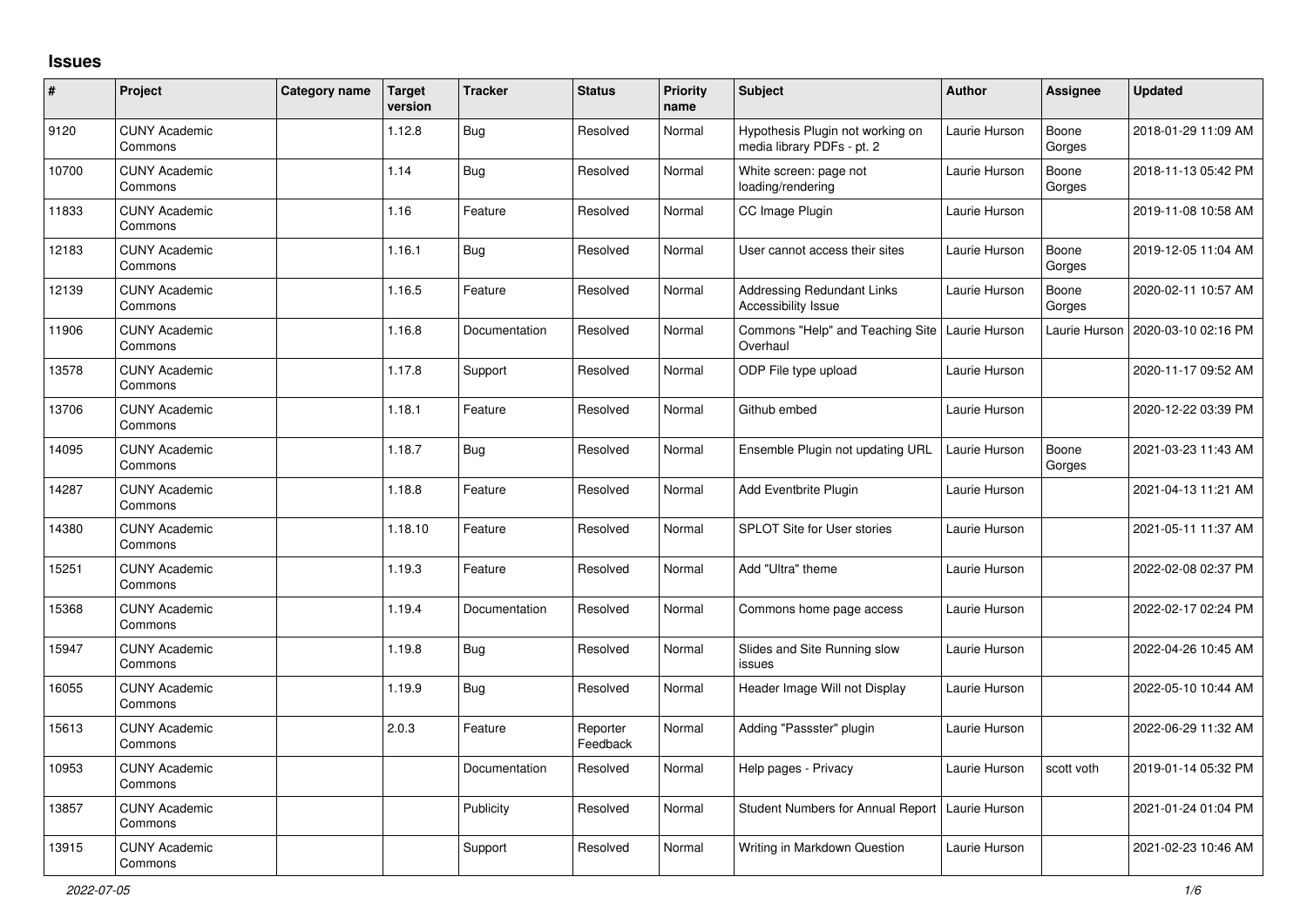# Issues

| # | Project | Category name | Target version | Tracker | Status | Priority name | Subject | Author | Assignee | Updated |
|---|---|---|---|---|---|---|---|---|---|---|
| 9120 | CUNY Academic Commons | | 1.12.8 | Bug | Resolved | Normal | Hypothesis Plugin not working on media library PDFs - pt. 2 | Laurie Hurson | Boone Gorges | 2018-01-29 11:09 AM |
| 10700 | CUNY Academic Commons | | 1.14 | Bug | Resolved | Normal | White screen: page not loading/rendering | Laurie Hurson | Boone Gorges | 2018-11-13 05:42 PM |
| 11833 | CUNY Academic Commons | | 1.16 | Feature | Resolved | Normal | CC Image Plugin | Laurie Hurson | | 2019-11-08 10:58 AM |
| 12183 | CUNY Academic Commons | | 1.16.1 | Bug | Resolved | Normal | User cannot access their sites | Laurie Hurson | Boone Gorges | 2019-12-05 11:04 AM |
| 12139 | CUNY Academic Commons | | 1.16.5 | Feature | Resolved | Normal | Addressing Redundant Links Accessibility Issue | Laurie Hurson | Boone Gorges | 2020-02-11 10:57 AM |
| 11906 | CUNY Academic Commons | | 1.16.8 | Documentation | Resolved | Normal | Commons "Help" and Teaching Site Overhaul | Laurie Hurson | Laurie Hurson | 2020-03-10 02:16 PM |
| 13578 | CUNY Academic Commons | | 1.17.8 | Support | Resolved | Normal | ODP File type upload | Laurie Hurson | | 2020-11-17 09:52 AM |
| 13706 | CUNY Academic Commons | | 1.18.1 | Feature | Resolved | Normal | Github embed | Laurie Hurson | | 2020-12-22 03:39 PM |
| 14095 | CUNY Academic Commons | | 1.18.7 | Bug | Resolved | Normal | Ensemble Plugin not updating URL | Laurie Hurson | Boone Gorges | 2021-03-23 11:43 AM |
| 14287 | CUNY Academic Commons | | 1.18.8 | Feature | Resolved | Normal | Add Eventbrite Plugin | Laurie Hurson | | 2021-04-13 11:21 AM |
| 14380 | CUNY Academic Commons | | 1.18.10 | Feature | Resolved | Normal | SPLOT Site for User stories | Laurie Hurson | | 2021-05-11 11:37 AM |
| 15251 | CUNY Academic Commons | | 1.19.3 | Feature | Resolved | Normal | Add "Ultra" theme | Laurie Hurson | | 2022-02-08 02:37 PM |
| 15368 | CUNY Academic Commons | | 1.19.4 | Documentation | Resolved | Normal | Commons home page access | Laurie Hurson | | 2022-02-17 02:24 PM |
| 15947 | CUNY Academic Commons | | 1.19.8 | Bug | Resolved | Normal | Slides and Site Running slow issues | Laurie Hurson | | 2022-04-26 10:45 AM |
| 16055 | CUNY Academic Commons | | 1.19.9 | Bug | Resolved | Normal | Header Image Will not Display | Laurie Hurson | | 2022-05-10 10:44 AM |
| 15613 | CUNY Academic Commons | | 2.0.3 | Feature | Reporter Feedback | Normal | Adding "Passster" plugin | Laurie Hurson | | 2022-06-29 11:32 AM |
| 10953 | CUNY Academic Commons | | | Documentation | Resolved | Normal | Help pages - Privacy | Laurie Hurson | scott voth | 2019-01-14 05:32 PM |
| 13857 | CUNY Academic Commons | | | Publicity | Resolved | Normal | Student Numbers for Annual Report | Laurie Hurson | | 2021-01-24 01:04 PM |
| 13915 | CUNY Academic Commons | | | Support | Resolved | Normal | Writing in Markdown Question | Laurie Hurson | | 2021-02-23 10:46 AM |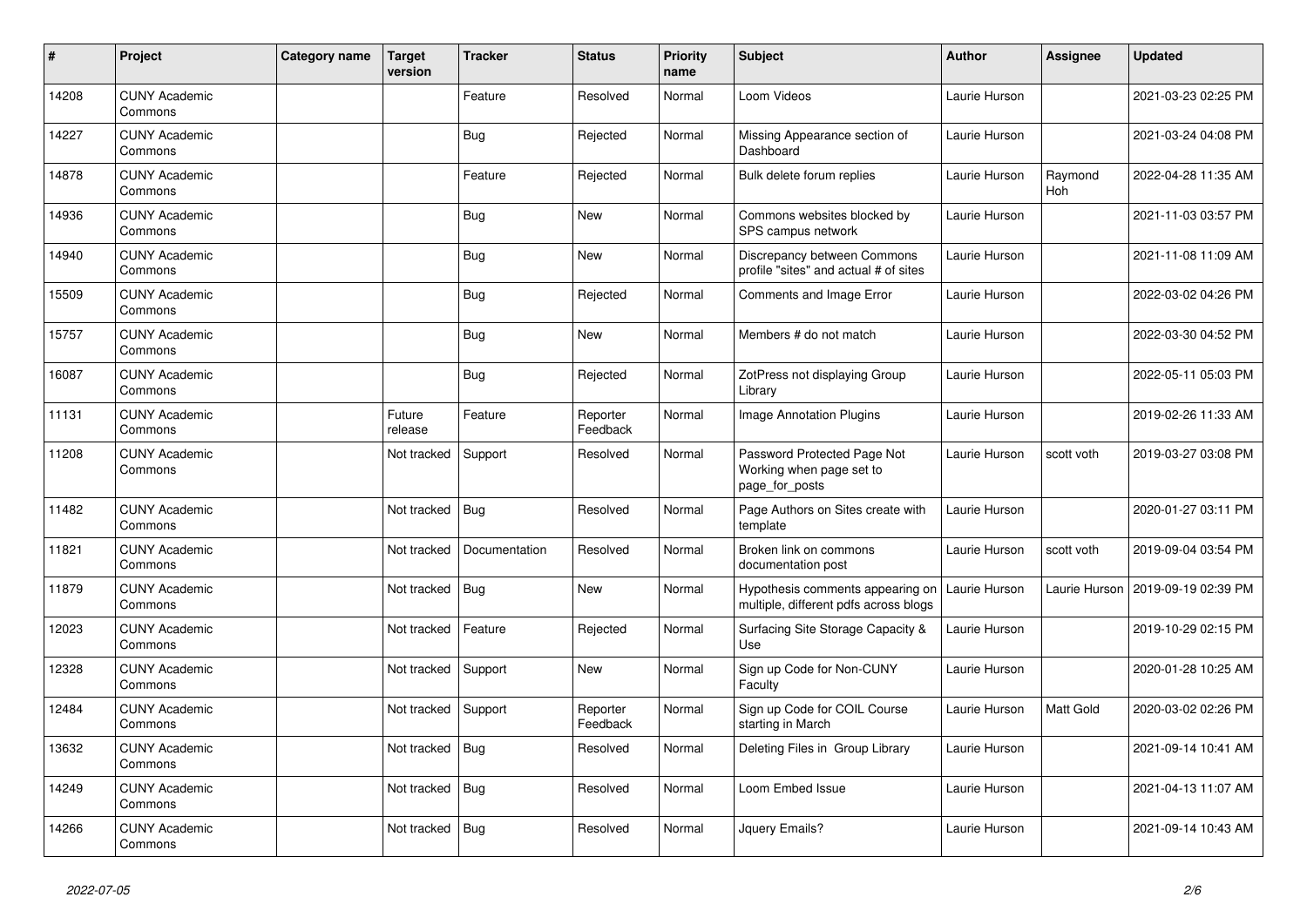| # | Project | Category name | Target version | Tracker | Status | Priority name | Subject | Author | Assignee | Updated |
| --- | --- | --- | --- | --- | --- | --- | --- | --- | --- | --- |
| 14208 | CUNY Academic Commons | | | Feature | Resolved | Normal | Loom Videos | Laurie Hurson | | 2021-03-23 02:25 PM |
| 14227 | CUNY Academic Commons | | | Bug | Rejected | Normal | Missing Appearance section of Dashboard | Laurie Hurson | | 2021-03-24 04:08 PM |
| 14878 | CUNY Academic Commons | | | Feature | Rejected | Normal | Bulk delete forum replies | Laurie Hurson | Raymond Hoh | 2022-04-28 11:35 AM |
| 14936 | CUNY Academic Commons | | | Bug | New | Normal | Commons websites blocked by SPS campus network | Laurie Hurson | | 2021-11-03 03:57 PM |
| 14940 | CUNY Academic Commons | | | Bug | New | Normal | Discrepancy between Commons profile "sites" and actual # of sites | Laurie Hurson | | 2021-11-08 11:09 AM |
| 15509 | CUNY Academic Commons | | | Bug | Rejected | Normal | Comments and Image Error | Laurie Hurson | | 2022-03-02 04:26 PM |
| 15757 | CUNY Academic Commons | | | Bug | New | Normal | Members # do not match | Laurie Hurson | | 2022-03-30 04:52 PM |
| 16087 | CUNY Academic Commons | | | Bug | Rejected | Normal | ZotPress not displaying Group Library | Laurie Hurson | | 2022-05-11 05:03 PM |
| 11131 | CUNY Academic Commons | | Future release | Feature | Reporter Feedback | Normal | Image Annotation Plugins | Laurie Hurson | | 2019-02-26 11:33 AM |
| 11208 | CUNY Academic Commons | | Not tracked | Support | Resolved | Normal | Password Protected Page Not Working when page set to page_for_posts | Laurie Hurson | scott voth | 2019-03-27 03:08 PM |
| 11482 | CUNY Academic Commons | | Not tracked | Bug | Resolved | Normal | Page Authors on Sites create with template | Laurie Hurson | | 2020-01-27 03:11 PM |
| 11821 | CUNY Academic Commons | | Not tracked | Documentation | Resolved | Normal | Broken link on commons documentation post | Laurie Hurson | scott voth | 2019-09-04 03:54 PM |
| 11879 | CUNY Academic Commons | | Not tracked | Bug | New | Normal | Hypothesis comments appearing on multiple, different pdfs across blogs | Laurie Hurson | Laurie Hurson | 2019-09-19 02:39 PM |
| 12023 | CUNY Academic Commons | | Not tracked | Feature | Rejected | Normal | Surfacing Site Storage Capacity & Use | Laurie Hurson | | 2019-10-29 02:15 PM |
| 12328 | CUNY Academic Commons | | Not tracked | Support | New | Normal | Sign up Code for Non-CUNY Faculty | Laurie Hurson | | 2020-01-28 10:25 AM |
| 12484 | CUNY Academic Commons | | Not tracked | Support | Reporter Feedback | Normal | Sign up Code for COIL Course starting in March | Laurie Hurson | Matt Gold | 2020-03-02 02:26 PM |
| 13632 | CUNY Academic Commons | | Not tracked | Bug | Resolved | Normal | Deleting Files in Group Library | Laurie Hurson | | 2021-09-14 10:41 AM |
| 14249 | CUNY Academic Commons | | Not tracked | Bug | Resolved | Normal | Loom Embed Issue | Laurie Hurson | | 2021-04-13 11:07 AM |
| 14266 | CUNY Academic Commons | | Not tracked | Bug | Resolved | Normal | Jquery Emails? | Laurie Hurson | | 2021-09-14 10:43 AM |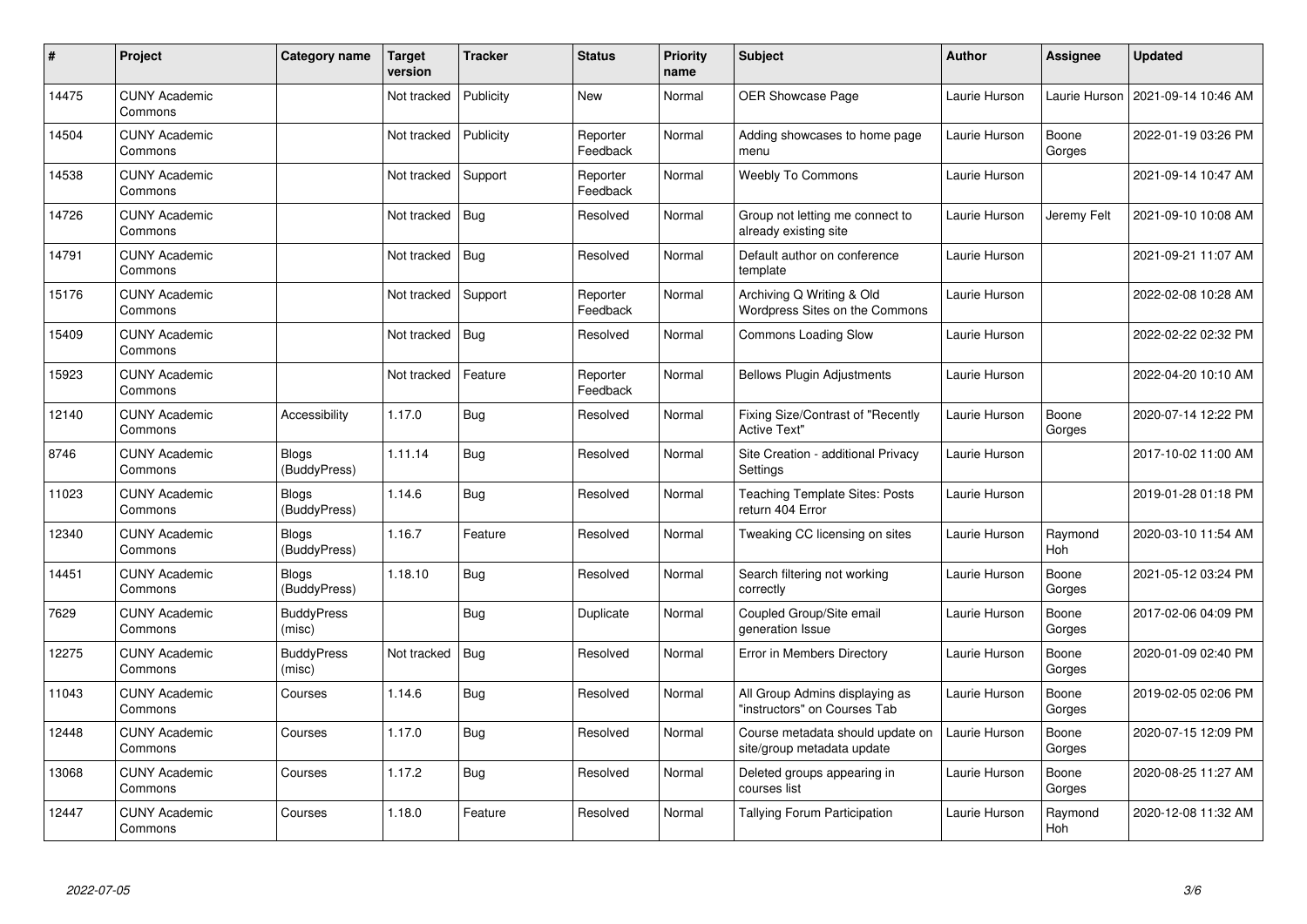| # | Project | Category name | Target version | Tracker | Status | Priority name | Subject | Author | Assignee | Updated |
|---|---|---|---|---|---|---|---|---|---|---|
| 14475 | CUNY Academic Commons | | Not tracked | Publicity | New | Normal | OER Showcase Page | Laurie Hurson | Laurie Hurson | 2021-09-14 10:46 AM |
| 14504 | CUNY Academic Commons | | Not tracked | Publicity | Reporter Feedback | Normal | Adding showcases to home page menu | Laurie Hurson | Boone Gorges | 2022-01-19 03:26 PM |
| 14538 | CUNY Academic Commons | | Not tracked | Support | Reporter Feedback | Normal | Weebly To Commons | Laurie Hurson | | 2021-09-14 10:47 AM |
| 14726 | CUNY Academic Commons | | Not tracked | Bug | Resolved | Normal | Group not letting me connect to already existing site | Laurie Hurson | Jeremy Felt | 2021-09-10 10:08 AM |
| 14791 | CUNY Academic Commons | | Not tracked | Bug | Resolved | Normal | Default author on conference template | Laurie Hurson | | 2021-09-21 11:07 AM |
| 15176 | CUNY Academic Commons | | Not tracked | Support | Reporter Feedback | Normal | Archiving Q Writing & Old Wordpress Sites on the Commons | Laurie Hurson | | 2022-02-08 10:28 AM |
| 15409 | CUNY Academic Commons | | Not tracked | Bug | Resolved | Normal | Commons Loading Slow | Laurie Hurson | | 2022-02-22 02:32 PM |
| 15923 | CUNY Academic Commons | | Not tracked | Feature | Reporter Feedback | Normal | Bellows Plugin Adjustments | Laurie Hurson | | 2022-04-20 10:10 AM |
| 12140 | CUNY Academic Commons | Accessibility | 1.17.0 | Bug | Resolved | Normal | Fixing Size/Contrast of "Recently Active Text" | Laurie Hurson | Boone Gorges | 2020-07-14 12:22 PM |
| 8746 | CUNY Academic Commons | Blogs (BuddyPress) | 1.11.14 | Bug | Resolved | Normal | Site Creation - additional Privacy Settings | Laurie Hurson | | 2017-10-02 11:00 AM |
| 11023 | CUNY Academic Commons | Blogs (BuddyPress) | 1.14.6 | Bug | Resolved | Normal | Teaching Template Sites: Posts return 404 Error | Laurie Hurson | | 2019-01-28 01:18 PM |
| 12340 | CUNY Academic Commons | Blogs (BuddyPress) | 1.16.7 | Feature | Resolved | Normal | Tweaking CC licensing on sites | Laurie Hurson | Raymond Hoh | 2020-03-10 11:54 AM |
| 14451 | CUNY Academic Commons | Blogs (BuddyPress) | 1.18.10 | Bug | Resolved | Normal | Search filtering not working correctly | Laurie Hurson | Boone Gorges | 2021-05-12 03:24 PM |
| 7629 | CUNY Academic Commons | BuddyPress (misc) | | Bug | Duplicate | Normal | Coupled Group/Site email generation Issue | Laurie Hurson | Boone Gorges | 2017-02-06 04:09 PM |
| 12275 | CUNY Academic Commons | BuddyPress (misc) | Not tracked | Bug | Resolved | Normal | Error in Members Directory | Laurie Hurson | Boone Gorges | 2020-01-09 02:40 PM |
| 11043 | CUNY Academic Commons | Courses | 1.14.6 | Bug | Resolved | Normal | All Group Admins displaying as "instructors" on Courses Tab | Laurie Hurson | Boone Gorges | 2019-02-05 02:06 PM |
| 12448 | CUNY Academic Commons | Courses | 1.17.0 | Bug | Resolved | Normal | Course metadata should update on site/group metadata update | Laurie Hurson | Boone Gorges | 2020-07-15 12:09 PM |
| 13068 | CUNY Academic Commons | Courses | 1.17.2 | Bug | Resolved | Normal | Deleted groups appearing in courses list | Laurie Hurson | Boone Gorges | 2020-08-25 11:27 AM |
| 12447 | CUNY Academic Commons | Courses | 1.18.0 | Feature | Resolved | Normal | Tallying Forum Participation | Laurie Hurson | Raymond Hoh | 2020-12-08 11:32 AM |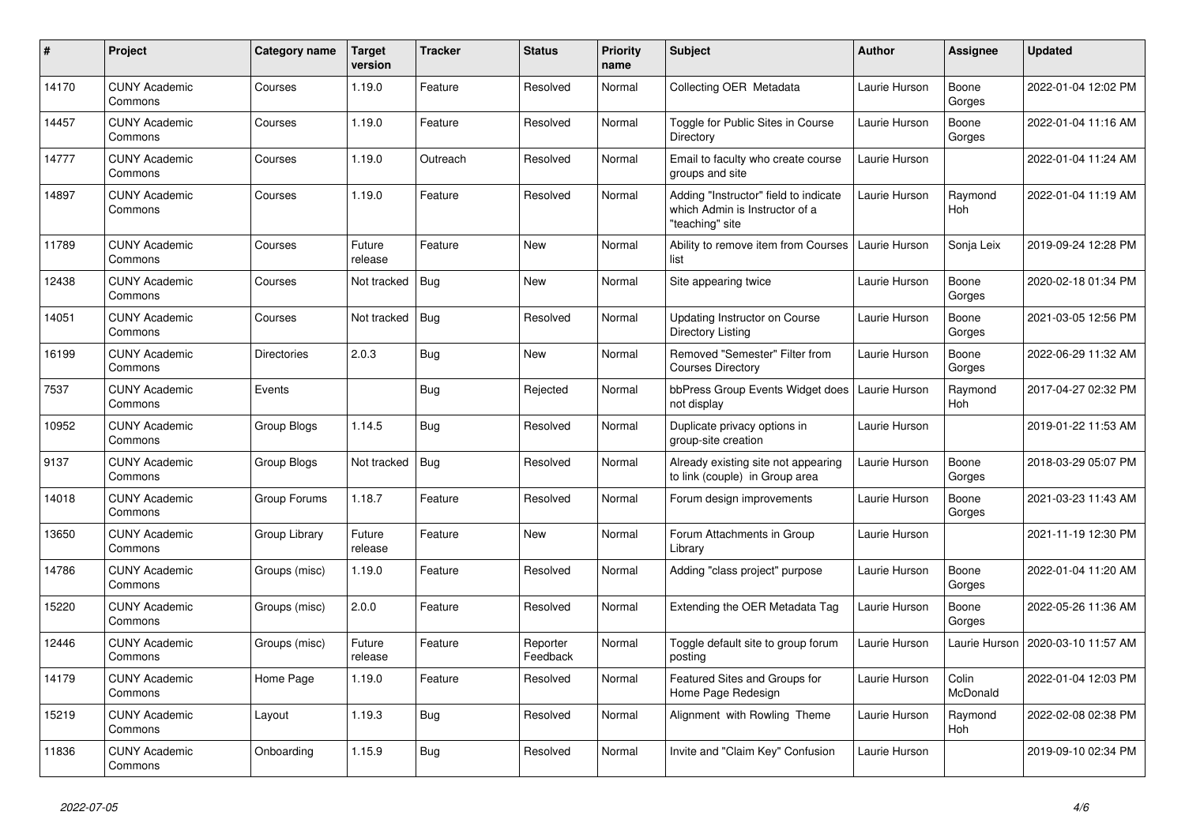| # | Project | Category name | Target version | Tracker | Status | Priority name | Subject | Author | Assignee | Updated |
|---|---|---|---|---|---|---|---|---|---|---|
| 14170 | CUNY Academic Commons | Courses | 1.19.0 | Feature | Resolved | Normal | Collecting OER Metadata | Laurie Hurson | Boone Gorges | 2022-01-04 12:02 PM |
| 14457 | CUNY Academic Commons | Courses | 1.19.0 | Feature | Resolved | Normal | Toggle for Public Sites in Course Directory | Laurie Hurson | Boone Gorges | 2022-01-04 11:16 AM |
| 14777 | CUNY Academic Commons | Courses | 1.19.0 | Outreach | Resolved | Normal | Email to faculty who create course groups and site | Laurie Hurson | | 2022-01-04 11:24 AM |
| 14897 | CUNY Academic Commons | Courses | 1.19.0 | Feature | Resolved | Normal | Adding "Instructor" field to indicate which Admin is Instructor of a "teaching" site | Laurie Hurson | Raymond Hoh | 2022-01-04 11:19 AM |
| 11789 | CUNY Academic Commons | Courses | Future release | Feature | New | Normal | Ability to remove item from Courses list | Laurie Hurson | Sonja Leix | 2019-09-24 12:28 PM |
| 12438 | CUNY Academic Commons | Courses | Not tracked | Bug | New | Normal | Site appearing twice | Laurie Hurson | Boone Gorges | 2020-02-18 01:34 PM |
| 14051 | CUNY Academic Commons | Courses | Not tracked | Bug | Resolved | Normal | Updating Instructor on Course Directory Listing | Laurie Hurson | Boone Gorges | 2021-03-05 12:56 PM |
| 16199 | CUNY Academic Commons | Directories | 2.0.3 | Bug | New | Normal | Removed "Semester" Filter from Courses Directory | Laurie Hurson | Boone Gorges | 2022-06-29 11:32 AM |
| 7537 | CUNY Academic Commons | Events | | Bug | Rejected | Normal | bbPress Group Events Widget does not display | Laurie Hurson | Raymond Hoh | 2017-04-27 02:32 PM |
| 10952 | CUNY Academic Commons | Group Blogs | 1.14.5 | Bug | Resolved | Normal | Duplicate privacy options in group-site creation | Laurie Hurson | | 2019-01-22 11:53 AM |
| 9137 | CUNY Academic Commons | Group Blogs | Not tracked | Bug | Resolved | Normal | Already existing site not appearing to link (couple) in Group area | Laurie Hurson | Boone Gorges | 2018-03-29 05:07 PM |
| 14018 | CUNY Academic Commons | Group Forums | 1.18.7 | Feature | Resolved | Normal | Forum design improvements | Laurie Hurson | Boone Gorges | 2021-03-23 11:43 AM |
| 13650 | CUNY Academic Commons | Group Library | Future release | Feature | New | Normal | Forum Attachments in Group Library | Laurie Hurson | | 2021-11-19 12:30 PM |
| 14786 | CUNY Academic Commons | Groups (misc) | 1.19.0 | Feature | Resolved | Normal | Adding "class project" purpose | Laurie Hurson | Boone Gorges | 2022-01-04 11:20 AM |
| 15220 | CUNY Academic Commons | Groups (misc) | 2.0.0 | Feature | Resolved | Normal | Extending the OER Metadata Tag | Laurie Hurson | Boone Gorges | 2022-05-26 11:36 AM |
| 12446 | CUNY Academic Commons | Groups (misc) | Future release | Feature | Reporter Feedback | Normal | Toggle default site to group forum posting | Laurie Hurson | Laurie Hurson | 2020-03-10 11:57 AM |
| 14179 | CUNY Academic Commons | Home Page | 1.19.0 | Feature | Resolved | Normal | Featured Sites and Groups for Home Page Redesign | Laurie Hurson | Colin McDonald | 2022-01-04 12:03 PM |
| 15219 | CUNY Academic Commons | Layout | 1.19.3 | Bug | Resolved | Normal | Alignment with Rowling Theme | Laurie Hurson | Raymond Hoh | 2022-02-08 02:38 PM |
| 11836 | CUNY Academic Commons | Onboarding | 1.15.9 | Bug | Resolved | Normal | Invite and "Claim Key" Confusion | Laurie Hurson | | 2019-09-10 02:34 PM |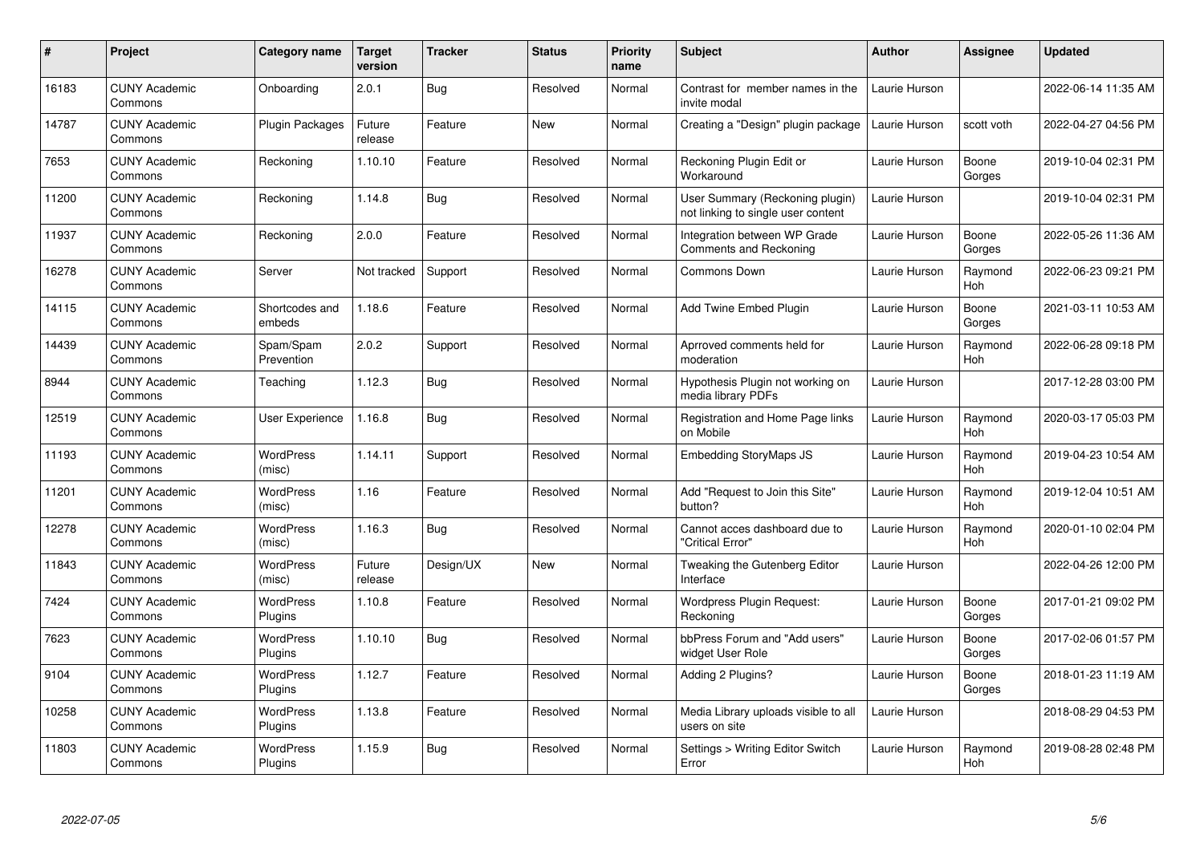| # | Project | Category name | Target version | Tracker | Status | Priority name | Subject | Author | Assignee | Updated |
|---|---|---|---|---|---|---|---|---|---|---|
| 16183 | CUNY Academic Commons | Onboarding | 2.0.1 | Bug | Resolved | Normal | Contrast for member names in the invite modal | Laurie Hurson | | 2022-06-14 11:35 AM |
| 14787 | CUNY Academic Commons | Plugin Packages | Future release | Feature | New | Normal | Creating a "Design" plugin package | Laurie Hurson | scott voth | 2022-04-27 04:56 PM |
| 7653 | CUNY Academic Commons | Reckoning | 1.10.10 | Feature | Resolved | Normal | Reckoning Plugin Edit or Workaround | Laurie Hurson | Boone Gorges | 2019-10-04 02:31 PM |
| 11200 | CUNY Academic Commons | Reckoning | 1.14.8 | Bug | Resolved | Normal | User Summary (Reckoning plugin) not linking to single user content | Laurie Hurson | | 2019-10-04 02:31 PM |
| 11937 | CUNY Academic Commons | Reckoning | 2.0.0 | Feature | Resolved | Normal | Integration between WP Grade Comments and Reckoning | Laurie Hurson | Boone Gorges | 2022-05-26 11:36 AM |
| 16278 | CUNY Academic Commons | Server | Not tracked | Support | Resolved | Normal | Commons Down | Laurie Hurson | Raymond Hoh | 2022-06-23 09:21 PM |
| 14115 | CUNY Academic Commons | Shortcodes and embeds | 1.18.6 | Feature | Resolved | Normal | Add Twine Embed Plugin | Laurie Hurson | Boone Gorges | 2021-03-11 10:53 AM |
| 14439 | CUNY Academic Commons | Spam/Spam Prevention | 2.0.2 | Support | Resolved | Normal | Aprroved comments held for moderation | Laurie Hurson | Raymond Hoh | 2022-06-28 09:18 PM |
| 8944 | CUNY Academic Commons | Teaching | 1.12.3 | Bug | Resolved | Normal | Hypothesis Plugin not working on media library PDFs | Laurie Hurson | | 2017-12-28 03:00 PM |
| 12519 | CUNY Academic Commons | User Experience | 1.16.8 | Bug | Resolved | Normal | Registration and Home Page links on Mobile | Laurie Hurson | Raymond Hoh | 2020-03-17 05:03 PM |
| 11193 | CUNY Academic Commons | WordPress (misc) | 1.14.11 | Support | Resolved | Normal | Embedding StoryMaps JS | Laurie Hurson | Raymond Hoh | 2019-04-23 10:54 AM |
| 11201 | CUNY Academic Commons | WordPress (misc) | 1.16 | Feature | Resolved | Normal | Add "Request to Join this Site" button? | Laurie Hurson | Raymond Hoh | 2019-12-04 10:51 AM |
| 12278 | CUNY Academic Commons | WordPress (misc) | 1.16.3 | Bug | Resolved | Normal | Cannot acces dashboard due to "Critical Error" | Laurie Hurson | Raymond Hoh | 2020-01-10 02:04 PM |
| 11843 | CUNY Academic Commons | WordPress (misc) | Future release | Design/UX | New | Normal | Tweaking the Gutenberg Editor Interface | Laurie Hurson | | 2022-04-26 12:00 PM |
| 7424 | CUNY Academic Commons | WordPress Plugins | 1.10.8 | Feature | Resolved | Normal | Wordpress Plugin Request: Reckoning | Laurie Hurson | Boone Gorges | 2017-01-21 09:02 PM |
| 7623 | CUNY Academic Commons | WordPress Plugins | 1.10.10 | Bug | Resolved | Normal | bbPress Forum and "Add users" widget User Role | Laurie Hurson | Boone Gorges | 2017-02-06 01:57 PM |
| 9104 | CUNY Academic Commons | WordPress Plugins | 1.12.7 | Feature | Resolved | Normal | Adding 2 Plugins? | Laurie Hurson | Boone Gorges | 2018-01-23 11:19 AM |
| 10258 | CUNY Academic Commons | WordPress Plugins | 1.13.8 | Feature | Resolved | Normal | Media Library uploads visible to all users on site | Laurie Hurson | | 2018-08-29 04:53 PM |
| 11803 | CUNY Academic Commons | WordPress Plugins | 1.15.9 | Bug | Resolved | Normal | Settings > Writing Editor Switch Error | Laurie Hurson | Raymond Hoh | 2019-08-28 02:48 PM |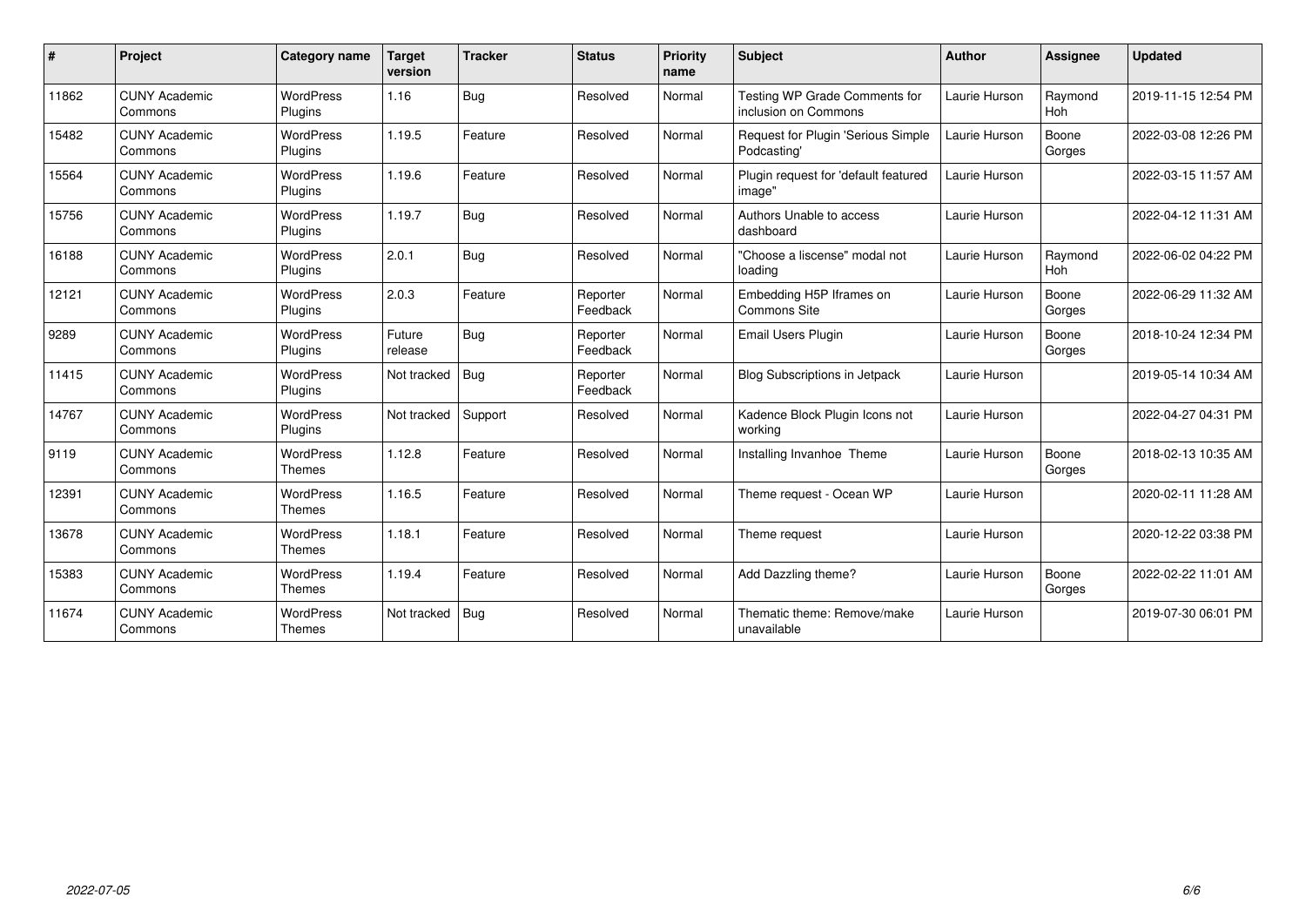| # | Project | Category name | Target version | Tracker | Status | Priority name | Subject | Author | Assignee | Updated |
|---|---|---|---|---|---|---|---|---|---|---|
| 11862 | CUNY Academic Commons | WordPress Plugins | 1.16 | Bug | Resolved | Normal | Testing WP Grade Comments for inclusion on Commons | Laurie Hurson | Raymond Hoh | 2019-11-15 12:54 PM |
| 15482 | CUNY Academic Commons | WordPress Plugins | 1.19.5 | Feature | Resolved | Normal | Request for Plugin 'Serious Simple Podcasting' | Laurie Hurson | Boone Gorges | 2022-03-08 12:26 PM |
| 15564 | CUNY Academic Commons | WordPress Plugins | 1.19.6 | Feature | Resolved | Normal | Plugin request for 'default featured image" | Laurie Hurson | | 2022-03-15 11:57 AM |
| 15756 | CUNY Academic Commons | WordPress Plugins | 1.19.7 | Bug | Resolved | Normal | Authors Unable to access dashboard | Laurie Hurson | | 2022-04-12 11:31 AM |
| 16188 | CUNY Academic Commons | WordPress Plugins | 2.0.1 | Bug | Resolved | Normal | "Choose a liscense" modal not loading | Laurie Hurson | Raymond Hoh | 2022-06-02 04:22 PM |
| 12121 | CUNY Academic Commons | WordPress Plugins | 2.0.3 | Feature | Reporter Feedback | Normal | Embedding H5P Iframes on Commons Site | Laurie Hurson | Boone Gorges | 2022-06-29 11:32 AM |
| 9289 | CUNY Academic Commons | WordPress Plugins | Future release | Bug | Reporter Feedback | Normal | Email Users Plugin | Laurie Hurson | Boone Gorges | 2018-10-24 12:34 PM |
| 11415 | CUNY Academic Commons | WordPress Plugins | Not tracked | Bug | Reporter Feedback | Normal | Blog Subscriptions in Jetpack | Laurie Hurson | | 2019-05-14 10:34 AM |
| 14767 | CUNY Academic Commons | WordPress Plugins | Not tracked | Support | Resolved | Normal | Kadence Block Plugin Icons not working | Laurie Hurson | | 2022-04-27 04:31 PM |
| 9119 | CUNY Academic Commons | WordPress Themes | 1.12.8 | Feature | Resolved | Normal | Installing Invanhoe Theme | Laurie Hurson | Boone Gorges | 2018-02-13 10:35 AM |
| 12391 | CUNY Academic Commons | WordPress Themes | 1.16.5 | Feature | Resolved | Normal | Theme request - Ocean WP | Laurie Hurson | | 2020-02-11 11:28 AM |
| 13678 | CUNY Academic Commons | WordPress Themes | 1.18.1 | Feature | Resolved | Normal | Theme request | Laurie Hurson | | 2020-12-22 03:38 PM |
| 15383 | CUNY Academic Commons | WordPress Themes | 1.19.4 | Feature | Resolved | Normal | Add Dazzling theme? | Laurie Hurson | Boone Gorges | 2022-02-22 11:01 AM |
| 11674 | CUNY Academic Commons | WordPress Themes | Not tracked | Bug | Resolved | Normal | Thematic theme: Remove/make unavailable | Laurie Hurson | | 2019-07-30 06:01 PM |